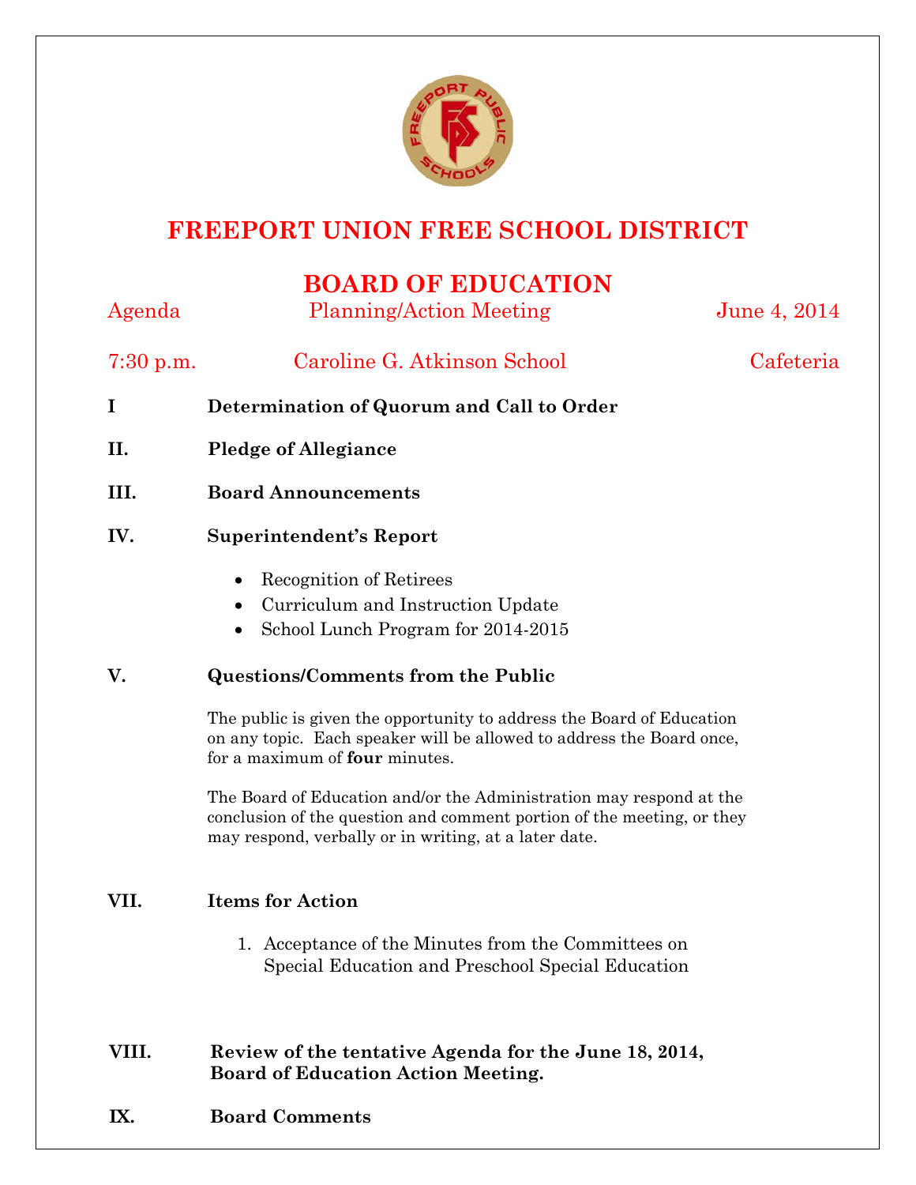# FREEPORT UNION FREE SCHOOL DISTRICT

## BOARD OF EDUCATION

Agenda | Planning/Action Meeting | June 4, 2014

7:30 p.m. | Caroline G. Atkinson School | Cafeteria

**I Determination of Quorum and Call to Order**

**II. Pledge of Allegiance**

**III. Board Announcements**

**IV. Superintendent's Report**

- Recognition of Retirees
- Curriculum and Instruction Update
- School Lunch Program for 2014-2015

**V. Questions/Comments from the Public**

The public is given the opportunity to address the Board of Education on any topic. Each speaker will be allowed to address the Board once, for a maximum of **four** minutes.

The Board of Education and/or the Administration may respond at the conclusion of the question and comment portion of the meeting, or they may respond, verbally or in writing, at a later date.

**VII. Items for Action**

1. Acceptance of the Minutes from the Committees on Special Education and Preschool Special Education

**VIII. Review of the tentative Agenda for the June 18, 2014, Board of Education Action Meeting.**

**IX. Board Comments**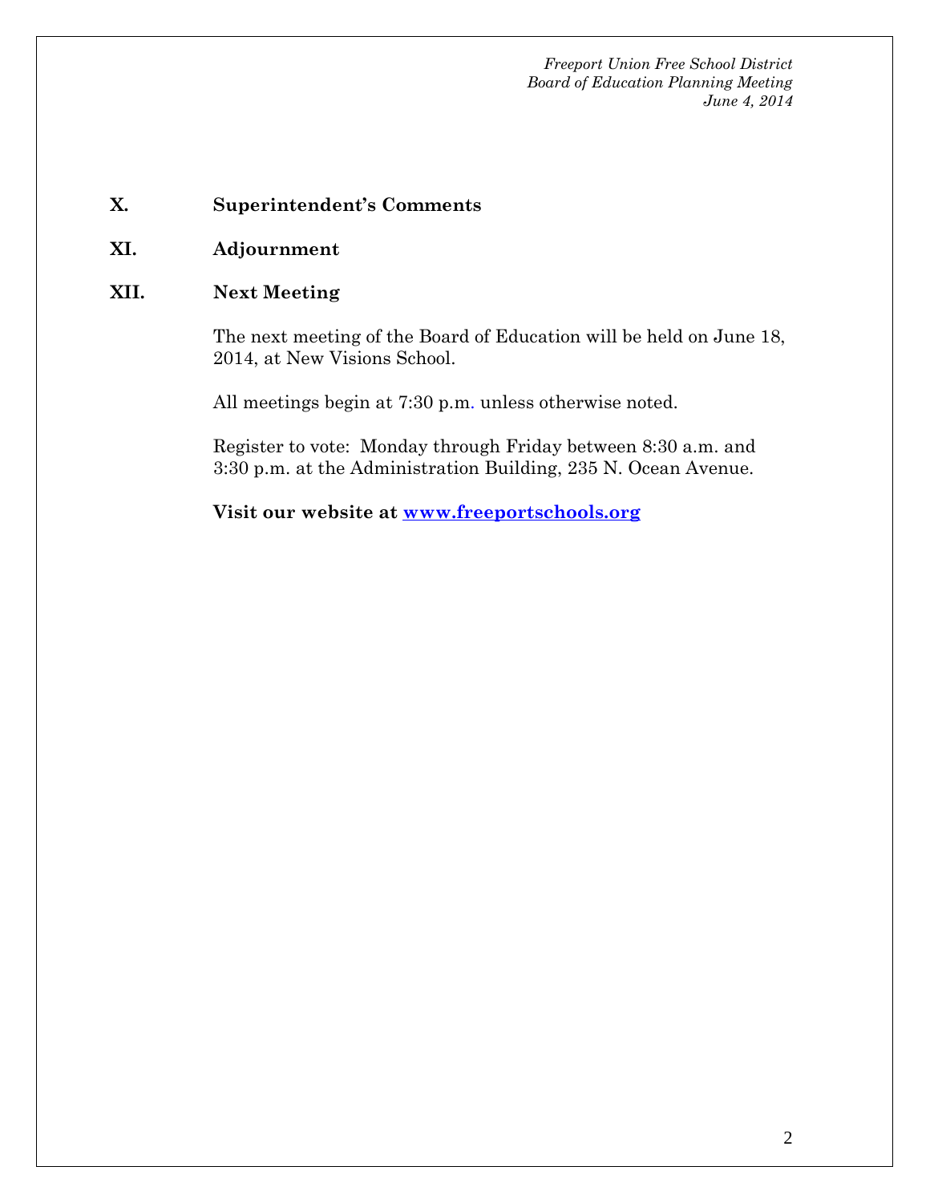## X. Superintendent's Comments

## XI. Adjournment

## XII. Next Meeting

The next meeting of the Board of Education will be held on June 18, 2014, at New Visions School.

All meetings begin at 7:30 p.m. unless otherwise noted.

Register to vote: Monday through Friday between 8:30 a.m. and 3:30 p.m. at the Administration Building, 235 N. Ocean Avenue.

**Visit our website at [www.freeportschools.org](http://www.freeportschools.org)**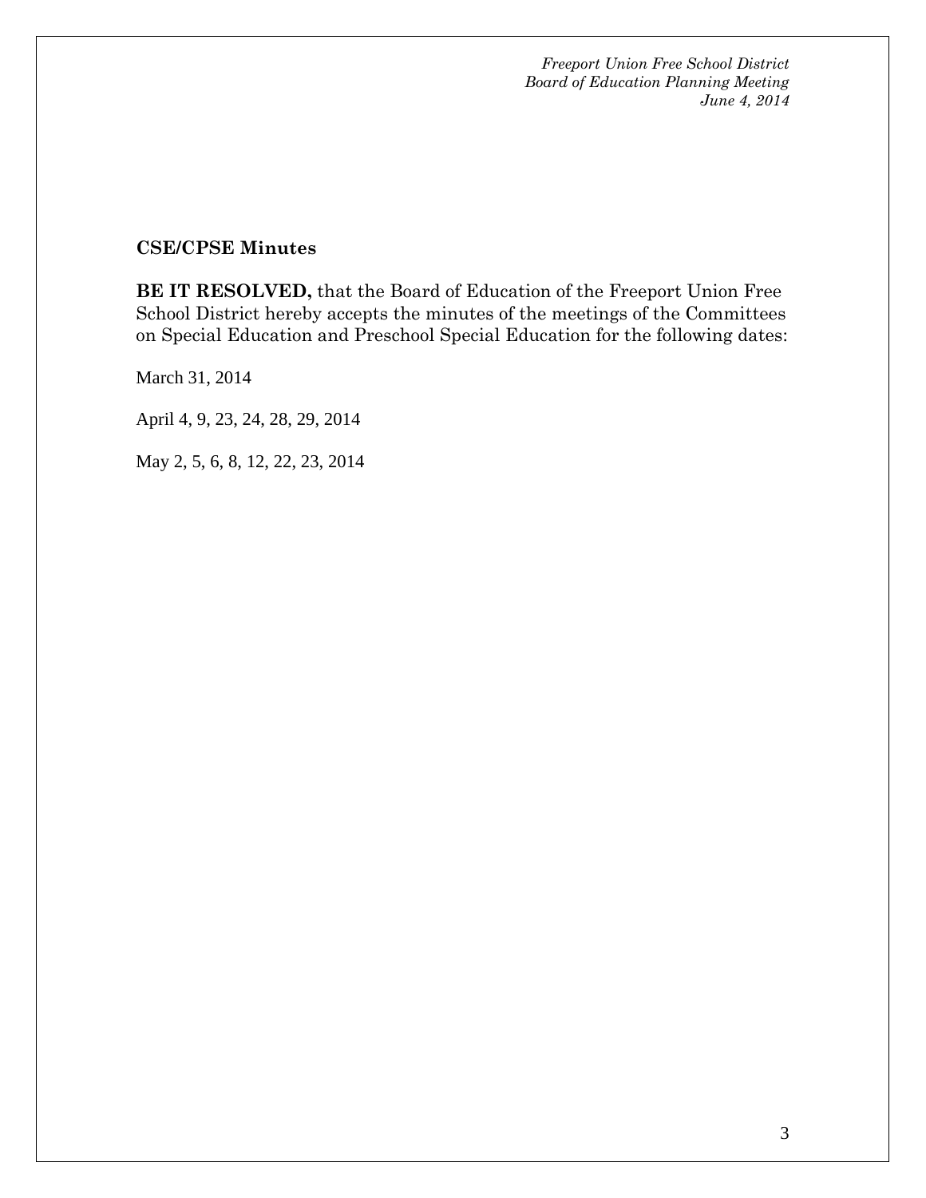### CSE/CPSE Minutes

**BE IT RESOLVED,** that the Board of Education of the Freeport Union Free School District hereby accepts the minutes of the meetings of the Committees on Special Education and Preschool Special Education for the following dates:

March 31, 2014

April 4, 9, 23, 24, 28, 29, 2014

May 2, 5, 6, 8, 12, 22, 23, 2014